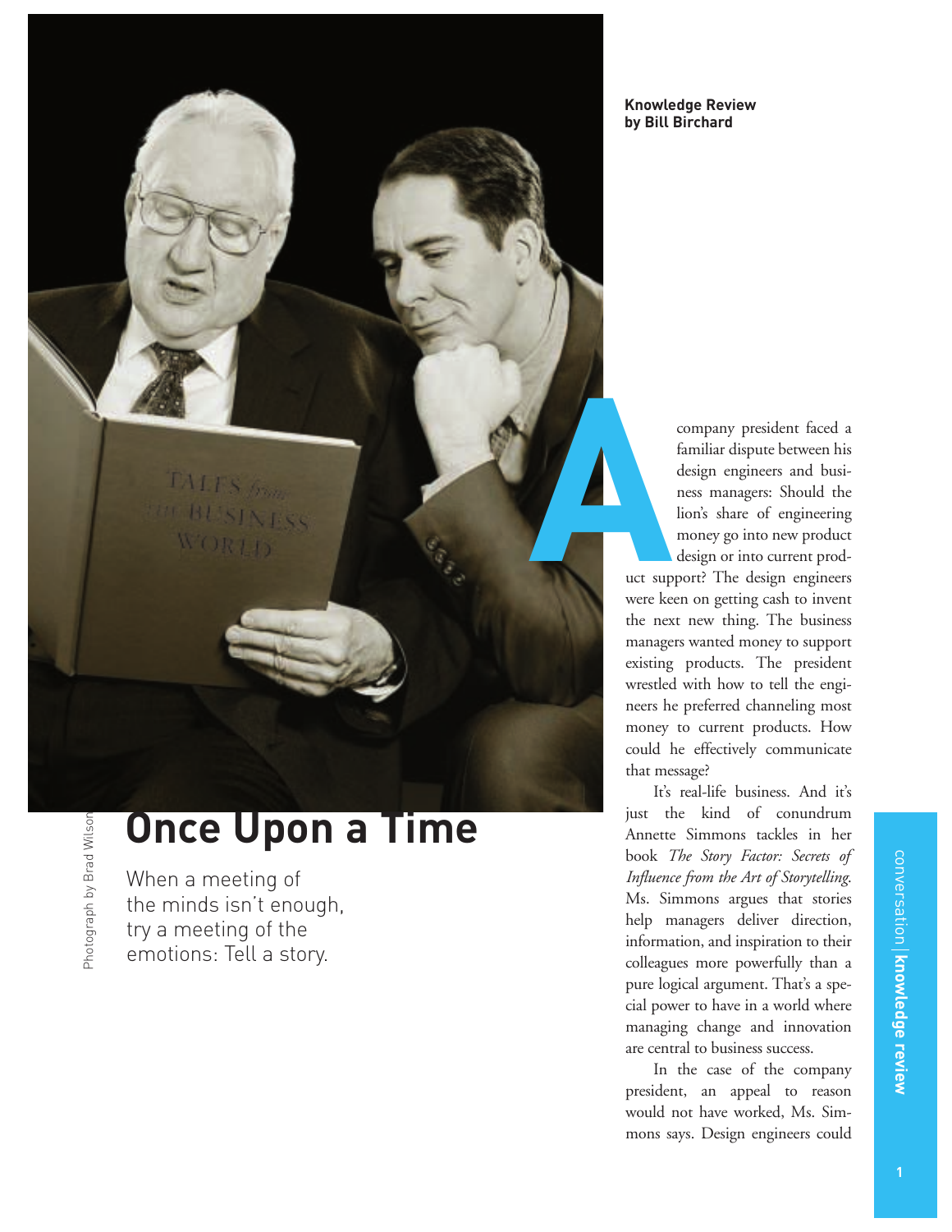**Knowledge Review**
**by Bill Birchard**

# Once Upon a Time

When a meeting of the minds isn't enough, try a meeting of the emotions: Tell a story.

Photograph by Brad Wilson

A company president faced a familiar dispute between his design engineers and business managers: Should the lion's share of engineering money go into new product design or into current product support? The design engineers were keen on getting cash to invent the next new thing. The business managers wanted money to support existing products. The president wrestled with how to tell the engineers he preferred channeling most money to current products. How could he effectively communicate that message?

It's real-life business. And it's just the kind of conundrum Annette Simmons tackles in her book *The Story Factor: Secrets of Influence from the Art of Storytelling.* Ms. Simmons argues that stories help managers deliver direction, information, and inspiration to their colleagues more powerfully than a pure logical argument. That's a special power to have in a world where managing change and innovation are central to business success.

In the case of the company president, an appeal to reason would not have worked, Ms. Simmons says. Design engineers could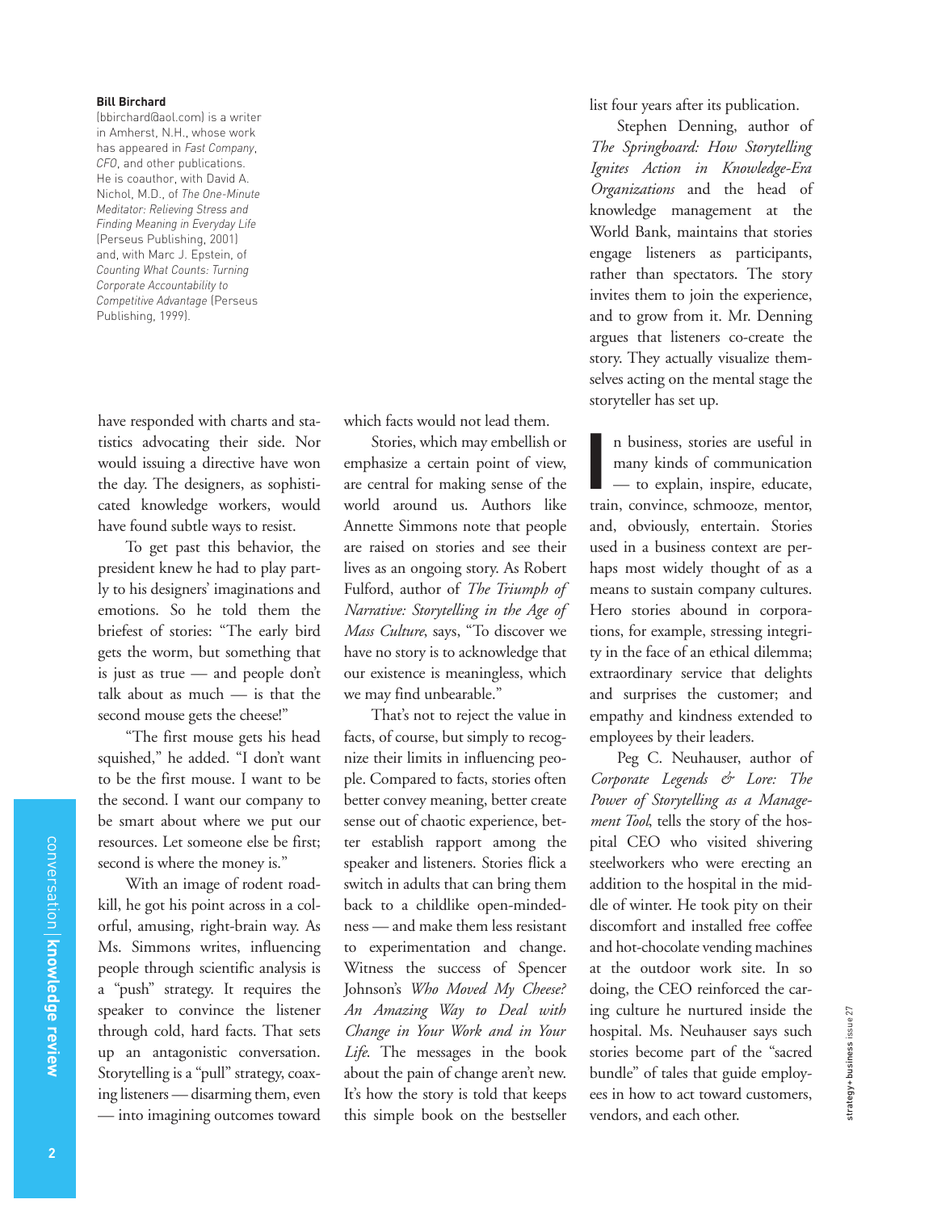**Bill Birchard**
(bbirchard@aol.com) is a writer in Amherst, N.H., whose work has appeared in *Fast Company*, *CFO*, and other publications. He is coauthor, with David A. Nichol, M.D., of *The One-Minute Meditator: Relieving Stress and Finding Meaning in Everyday Life* (Perseus Publishing, 2001) and, with Marc J. Epstein, of *Counting What Counts: Turning Corporate Accountability to Competitive Advantage* (Perseus Publishing, 1999).

have responded with charts and statistics advocating their side. Nor would issuing a directive have won the day. The designers, as sophisticated knowledge workers, would have found subtle ways to resist.

To get past this behavior, the president knew he had to play partly to his designers' imaginations and emotions. So he told them the briefest of stories: "The early bird gets the worm, but something that is just as true — and people don't talk about as much — is that the second mouse gets the cheese!"

"The first mouse gets his head squished," he added. "I don't want to be the first mouse. I want to be the second. I want our company to be smart about where we put our resources. Let someone else be first; second is where the money is."

With an image of rodent roadkill, he got his point across in a colorful, amusing, right-brain way. As Ms. Simmons writes, influencing people through scientific analysis is a "push" strategy. It requires the speaker to convince the listener through cold, hard facts. That sets up an antagonistic conversation. Storytelling is a "pull" strategy, coaxing listeners — disarming them, even — into imagining outcomes toward which facts would not lead them.

Stories, which may embellish or emphasize a certain point of view, are central for making sense of the world around us. Authors like Annette Simmons note that people are raised on stories and see their lives as an ongoing story. As Robert Fulford, author of *The Triumph of Narrative: Storytelling in the Age of Mass Culture*, says, "To discover we have no story is to acknowledge that our existence is meaningless, which we may find unbearable."

That's not to reject the value in facts, of course, but simply to recognize their limits in influencing people. Compared to facts, stories often better convey meaning, better create sense out of chaotic experience, better establish rapport among the speaker and listeners. Stories flick a switch in adults that can bring them back to a childlike open-mindedness — and make them less resistant to experimentation and change. Witness the success of Spencer Johnson's *Who Moved My Cheese? An Amazing Way to Deal with Change in Your Work and in Your Life*. The messages in the book about the pain of change aren't new. It's how the story is told that keeps this simple book on the bestseller list four years after its publication.

Stephen Denning, author of *The Springboard: How Storytelling Ignites Action in Knowledge-Era Organizations* and the head of knowledge management at the World Bank, maintains that stories engage listeners as participants, rather than spectators. The story invites them to join the experience, and to grow from it. Mr. Denning argues that listeners co-create the story. They actually visualize themselves acting on the mental stage the storyteller has set up.

In business, stories are useful in many kinds of communication — to explain, inspire, educate, train, convince, schmooze, mentor, and, obviously, entertain. Stories used in a business context are perhaps most widely thought of as a means to sustain company cultures. Hero stories abound in corporations, for example, stressing integrity in the face of an ethical dilemma; extraordinary service that delights and surprises the customer; and empathy and kindness extended to employees by their leaders.

Peg C. Neuhauser, author of *Corporate Legends & Lore: The Power of Storytelling as a Management Tool*, tells the story of the hospital CEO who visited shivering steelworkers who were erecting an addition to the hospital in the middle of winter. He took pity on their discomfort and installed free coffee and hot-chocolate vending machines at the outdoor work site. In so doing, the CEO reinforced the caring culture he nurtured inside the hospital. Ms. Neuhauser says such stories become part of the "sacred bundle" of tales that guide employees in how to act toward customers, vendors, and each other.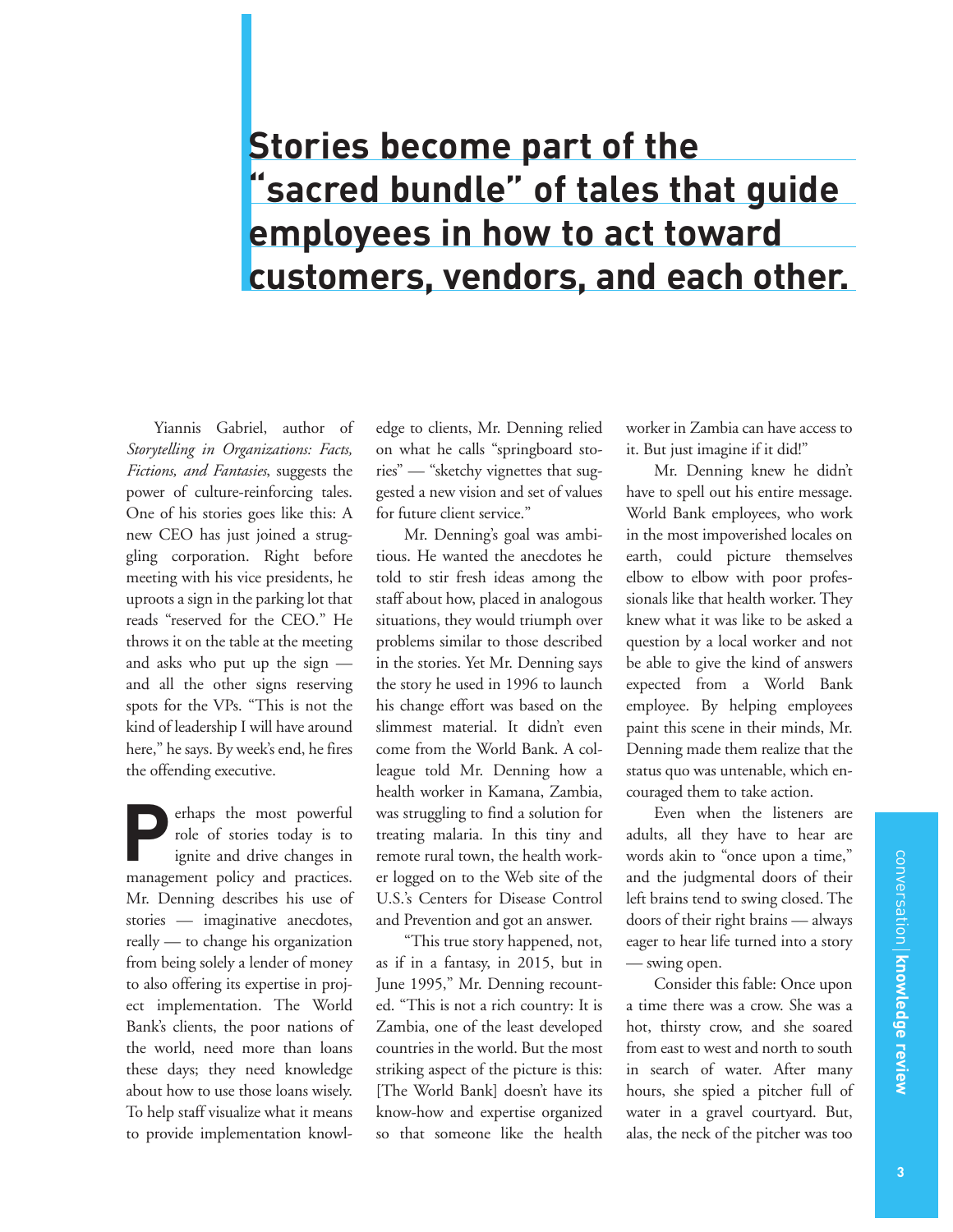## Stories become part of the "sacred bundle" of tales that guide employees in how to act toward customers, vendors, and each other.

Yiannis Gabriel, author of *Storytelling in Organizations: Facts, Fictions, and Fantasies*, suggests the power of culture-reinforcing tales. One of his stories goes like this: A new CEO has just joined a struggling corporation. Right before meeting with his vice presidents, he uproots a sign in the parking lot that reads "reserved for the CEO." He throws it on the table at the meeting and asks who put up the sign — and all the other signs reserving spots for the VPs. "This is not the kind of leadership I will have around here," he says. By week's end, he fires the offending executive.

Perhaps the most powerful role of stories today is to ignite and drive changes in management policy and practices. Mr. Denning describes his use of stories — imaginative anecdotes, really — to change his organization from being solely a lender of money to also offering its expertise in project implementation. The World Bank's clients, the poor nations of the world, need more than loans these days; they need knowledge about how to use those loans wisely. To help staff visualize what it means to provide implementation knowledge to clients, Mr. Denning relied on what he calls "springboard stories" — "sketchy vignettes that suggested a new vision and set of values for future client service."

Mr. Denning's goal was ambitious. He wanted the anecdotes he told to stir fresh ideas among the staff about how, placed in analogous situations, they would triumph over problems similar to those described in the stories. Yet Mr. Denning says the story he used in 1996 to launch his change effort was based on the slimmest material. It didn't even come from the World Bank. A colleague told Mr. Denning how a health worker in Kamana, Zambia, was struggling to find a solution for treating malaria. In this tiny and remote rural town, the health worker logged on to the Web site of the U.S.'s Centers for Disease Control and Prevention and got an answer.

"This true story happened, not, as if in a fantasy, in 2015, but in June 1995," Mr. Denning recounted. "This is not a rich country: It is Zambia, one of the least developed countries in the world. But the most striking aspect of the picture is this: [The World Bank] doesn't have its know-how and expertise organized so that someone like the health worker in Zambia can have access to it. But just imagine if it did!"

Mr. Denning knew he didn't have to spell out his entire message. World Bank employees, who work in the most impoverished locales on earth, could picture themselves elbow to elbow with poor professionals like that health worker. They knew what it was like to be asked a question by a local worker and not be able to give the kind of answers expected from a World Bank employee. By helping employees paint this scene in their minds, Mr. Denning made them realize that the status quo was untenable, which encouraged them to take action.

Even when the listeners are adults, all they have to hear are words akin to "once upon a time," and the judgmental doors of their left brains tend to swing closed. The doors of their right brains — always eager to hear life turned into a story — swing open.

Consider this fable: Once upon a time there was a crow. She was a hot, thirsty crow, and she soared from east to west and north to south in search of water. After many hours, she spied a pitcher full of water in a gravel courtyard. But, alas, the neck of the pitcher was too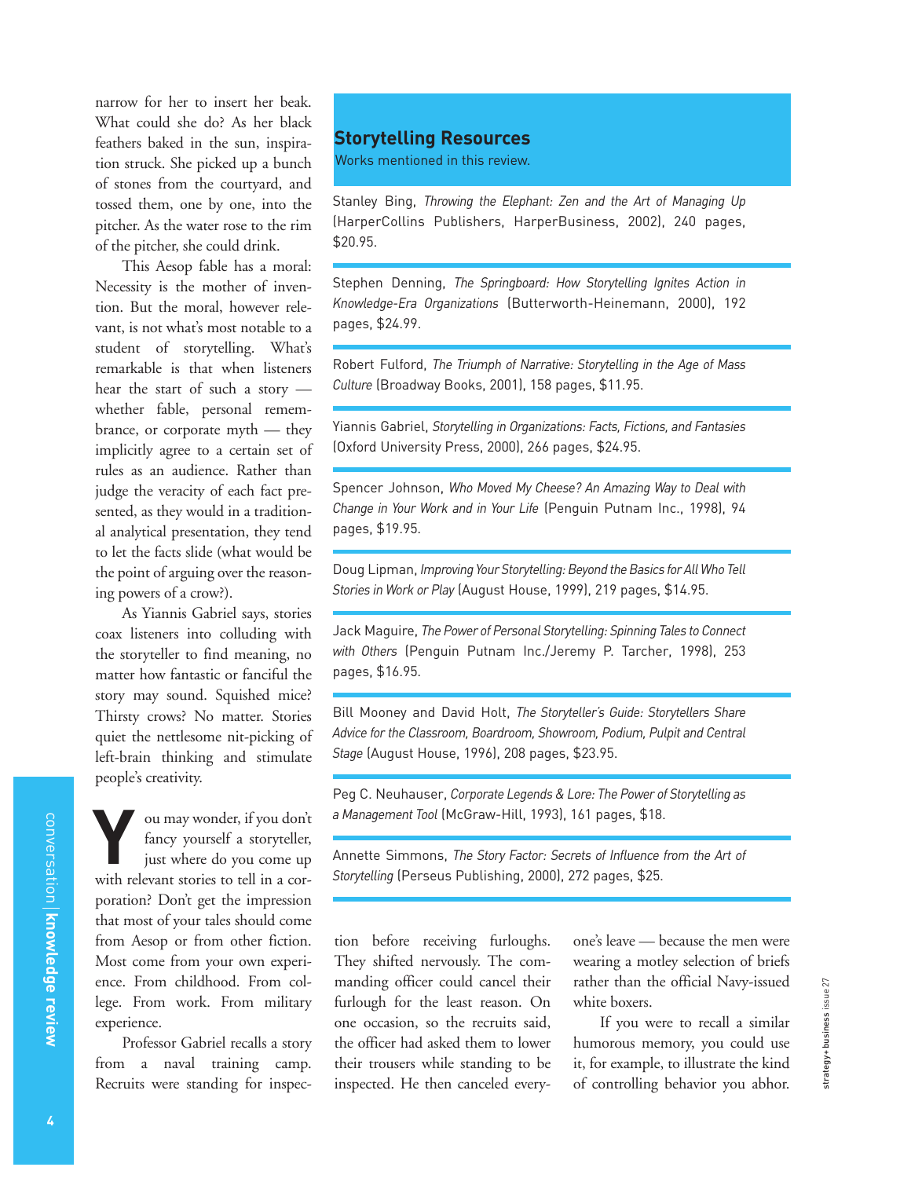narrow for her to insert her beak. What could she do? As her black feathers baked in the sun, inspiration struck. She picked up a bunch of stones from the courtyard, and tossed them, one by one, into the pitcher. As the water rose to the rim of the pitcher, she could drink.

This Aesop fable has a moral: Necessity is the mother of invention. But the moral, however relevant, is not what's most notable to a student of storytelling. What's remarkable is that when listeners hear the start of such a story — whether fable, personal remembrance, or corporate myth — they implicitly agree to a certain set of rules as an audience. Rather than judge the veracity of each fact presented, as they would in a traditional analytical presentation, they tend to let the facts slide (what would be the point of arguing over the reasoning powers of a crow?).

As Yiannis Gabriel says, stories coax listeners into colluding with the storyteller to find meaning, no matter how fantastic or fanciful the story may sound. Squished mice? Thirsty crows? No matter. Stories quiet the nettlesome nit-picking of left-brain thinking and stimulate people's creativity.

You may wonder, if you don't fancy yourself a storyteller, just where do you come up with relevant stories to tell in a corporation? Don't get the impression that most of your tales should come from Aesop or from other fiction. Most come from your own experience. From childhood. From college. From work. From military experience.

Professor Gabriel recalls a story from a naval training camp. Recruits were standing for inspection before receiving furloughs. They shifted nervously. The commanding officer could cancel their furlough for the least reason. On one occasion, so the recruits said, the officer had asked them to lower their trousers while standing to be inspected. He then canceled everyone's leave — because the men were wearing a motley selection of briefs rather than the official Navy-issued white boxers.

If you were to recall a similar humorous memory, you could use it, for example, to illustrate the kind of controlling behavior you abhor.

## Storytelling Resources

Works mentioned in this review.

Stanley Bing, *Throwing the Elephant: Zen and the Art of Managing Up* (HarperCollins Publishers, HarperBusiness, 2002), 240 pages, $20.95.

Stephen Denning, *The Springboard: How Storytelling Ignites Action in Knowledge-Era Organizations* (Butterworth-Heinemann, 2000), 192 pages, $24.99.

Robert Fulford, *The Triumph of Narrative: Storytelling in the Age of Mass Culture* (Broadway Books, 2001), 158 pages, $11.95.

Yiannis Gabriel, *Storytelling in Organizations: Facts, Fictions, and Fantasies* (Oxford University Press, 2000), 266 pages, $24.95.

Spencer Johnson, *Who Moved My Cheese? An Amazing Way to Deal with Change in Your Work and in Your Life* (Penguin Putnam Inc., 1998), 94 pages, $19.95.

Doug Lipman, *Improving Your Storytelling: Beyond the Basics for All Who Tell Stories in Work or Play* (August House, 1999), 219 pages, $14.95.

Jack Maguire, *The Power of Personal Storytelling: Spinning Tales to Connect with Others* (Penguin Putnam Inc./Jeremy P. Tarcher, 1998), 253 pages, $16.95.

Bill Mooney and David Holt, *The Storyteller's Guide: Storytellers Share Advice for the Classroom, Boardroom, Showroom, Podium, Pulpit and Central Stage* (August House, 1996), 208 pages, $23.95.

Peg C. Neuhauser, *Corporate Legends & Lore: The Power of Storytelling as a Management Tool* (McGraw-Hill, 1993), 161 pages, $18.

Annette Simmons, *The Story Factor: Secrets of Influence from the Art of Storytelling* (Perseus Publishing, 2000), 272 pages, $25.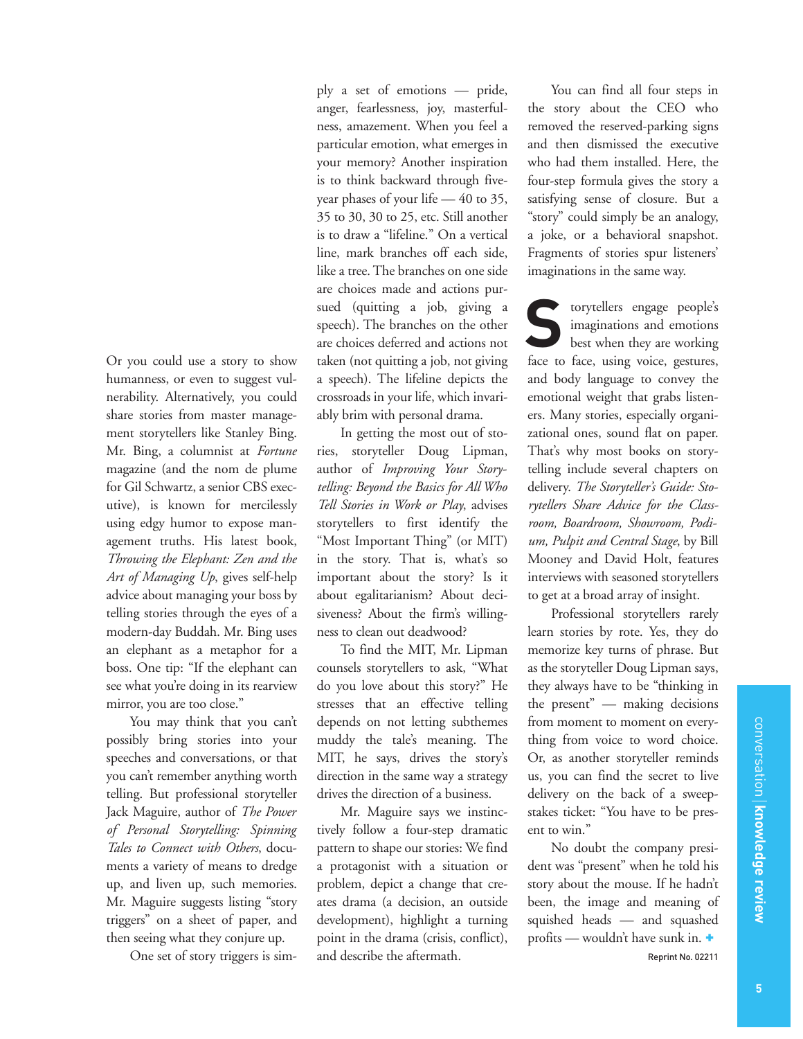Or you could use a story to show humanness, or even to suggest vulnerability. Alternatively, you could share stories from master management storytellers like Stanley Bing. Mr. Bing, a columnist at *Fortune* magazine (and the nom de plume for Gil Schwartz, a senior CBS executive), is known for mercilessly using edgy humor to expose management truths. His latest book, *Throwing the Elephant: Zen and the Art of Managing Up*, gives self-help advice about managing your boss by telling stories through the eyes of a modern-day Buddah. Mr. Bing uses an elephant as a metaphor for a boss. One tip: "If the elephant can see what you're doing in its rearview mirror, you are too close."

You may think that you can't possibly bring stories into your speeches and conversations, or that you can't remember anything worth telling. But professional storyteller Jack Maguire, author of *The Power of Personal Storytelling: Spinning Tales to Connect with Others*, documents a variety of means to dredge up, and liven up, such memories. Mr. Maguire suggests listing "story triggers" on a sheet of paper, and then seeing what they conjure up.

One set of story triggers is simply a set of emotions — pride, anger, fearlessness, joy, masterfulness, amazement. When you feel a particular emotion, what emerges in your memory? Another inspiration is to think backward through five-year phases of your life — 40 to 35, 35 to 30, 30 to 25, etc. Still another is to draw a "lifeline." On a vertical line, mark branches off each side, like a tree. The branches on one side are choices made and actions pursued (quitting a job, giving a speech). The branches on the other are choices deferred and actions not taken (not quitting a job, not giving a speech). The lifeline depicts the crossroads in your life, which invariably brim with personal drama.

In getting the most out of stories, storyteller Doug Lipman, author of *Improving Your Storytelling: Beyond the Basics for All Who Tell Stories in Work or Play*, advises storytellers to first identify the "Most Important Thing" (or MIT) in the story. That is, what's so important about the story? Is it about egalitarianism? About decisiveness? About the firm's willingness to clean out deadwood?

To find the MIT, Mr. Lipman counsels storytellers to ask, "What do you love about this story?" He stresses that an effective telling depends on not letting subthemes muddy the tale's meaning. The MIT, he says, drives the story's direction in the same way a strategy drives the direction of a business.

Mr. Maguire says we instinctively follow a four-step dramatic pattern to shape our stories: We find a protagonist with a situation or problem, depict a change that creates drama (a decision, an outside development), highlight a turning point in the drama (crisis, conflict), and describe the aftermath.

You can find all four steps in the story about the CEO who removed the reserved-parking signs and then dismissed the executive who had them installed. Here, the four-step formula gives the story a satisfying sense of closure. But a "story" could simply be an analogy, a joke, or a behavioral snapshot. Fragments of stories spur listeners' imaginations in the same way.

Storytellers engage people's imaginations and emotions best when they are working face to face, using voice, gestures, and body language to convey the emotional weight that grabs listeners. Many stories, especially organizational ones, sound flat on paper. That's why most books on storytelling include several chapters on delivery. *The Storyteller's Guide: Storytellers Share Advice for the Classroom, Boardroom, Showroom, Podium, Pulpit and Central Stage*, by Bill Mooney and David Holt, features interviews with seasoned storytellers to get at a broad array of insight.

Professional storytellers rarely learn stories by rote. Yes, they do memorize key turns of phrase. But as the storyteller Doug Lipman says, they always have to be "thinking in the present" — making decisions from moment to moment on everything from voice to word choice. Or, as another storyteller reminds us, you can find the secret to live delivery on the back of a sweepstakes ticket: "You have to be present to win."

No doubt the company president was "present" when he told his story about the mouse. If he hadn't been, the image and meaning of squished heads — and squashed profits — wouldn't have sunk in. +

Reprint No. 02211